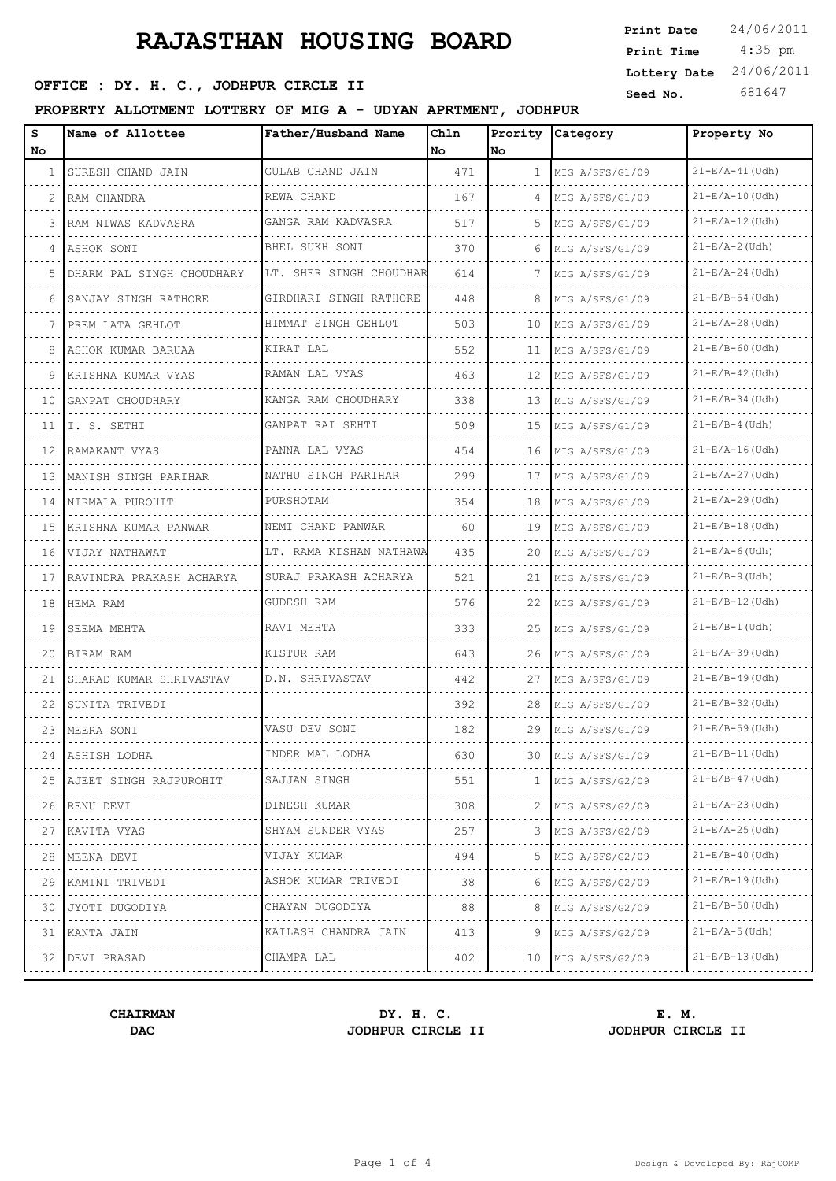# RAJASTHAN HOUSING BOARD

**OFFICE : DY. H. C., JODHPUR CIRCLE II**

**PROPERTY ALLOTMENT LOTTERY OF MIG A - UDYAN APRTMENT, JODHPUR**

| Print Date | 24/06/2011 |
|---|---|
| Print Time | 4:35 pm |
| Lottery Date | 24/06/2011 |
| Seed No. | 681647 |

| S No | Name of Allottee | Father/Husband Name | Chln No | Prority No | Category | Property No |
|---|---|---|---|---|---|---|
| 1 | SURESH CHAND JAIN | GULAB CHAND JAIN | 471 | 1 | MIG A/SFS/G1/09 | 21-E/A-41(Udh) |
| 2 | RAM CHANDRA | REWA CHAND | 167 | 4 | MIG A/SFS/G1/09 | 21-E/A-10(Udh) |
| 3 | RAM NIWAS KADVASRA | GANGA RAM KADVASRA | 517 | 5 | MIG A/SFS/G1/09 | 21-E/A-12(Udh) |
| 4 | ASHOK SONI | BHEL SUKH SONI | 370 | 6 | MIG A/SFS/G1/09 | 21-E/A-2(Udh) |
| 5 | DHARM PAL SINGH CHOUDHARY | LT. SHER SINGH CHOUDHAR | 614 | 7 | MIG A/SFS/G1/09 | 21-E/A-24(Udh) |
| 6 | SANJAY SINGH RATHORE | GIRDHARI SINGH RATHORE | 448 | 8 | MIG A/SFS/G1/09 | 21-E/B-54(Udh) |
| 7 | PREM LATA GEHLOT | HIMMAT SINGH GEHLOT | 503 | 10 | MIG A/SFS/G1/09 | 21-E/A-28(Udh) |
| 8 | ASHOK KUMAR BARUAA | KIRAT LAL | 552 | 11 | MIG A/SFS/G1/09 | 21-E/B-60(Udh) |
| 9 | KRISHNA KUMAR VYAS | RAMAN LAL VYAS | 463 | 12 | MIG A/SFS/G1/09 | 21-E/B-42(Udh) |
| 10 | GANPAT CHOUDHARY | KANGA RAM CHOUDHARY | 338 | 13 | MIG A/SFS/G1/09 | 21-E/B-34(Udh) |
| 11 | I. S. SETHI | GANPAT RAI SEHTI | 509 | 15 | MIG A/SFS/G1/09 | 21-E/B-4(Udh) |
| 12 | RAMAKANT VYAS | PANNA LAL VYAS | 454 | 16 | MIG A/SFS/G1/09 | 21-E/A-16(Udh) |
| 13 | MANISH SINGH PARIHAR | NATHU SINGH PARIHAR | 299 | 17 | MIG A/SFS/G1/09 | 21-E/A-27(Udh) |
| 14 | NIRMALA PUROHIT | PURSHOTAM | 354 | 18 | MIG A/SFS/G1/09 | 21-E/A-29(Udh) |
| 15 | KRISHNA KUMAR PANWAR | NEMI CHAND PANWAR | 60 | 19 | MIG A/SFS/G1/09 | 21-E/B-18(Udh) |
| 16 | VIJAY NATHAWAT | LT. RAMA KISHAN NATHAWA | 435 | 20 | MIG A/SFS/G1/09 | 21-E/A-6(Udh) |
| 17 | RAVINDRA PRAKASH ACHARYA | SURAJ PRAKASH ACHARYA | 521 | 21 | MIG A/SFS/G1/09 | 21-E/B-9(Udh) |
| 18 | HEMA RAM | GUDESH RAM | 576 | 22 | MIG A/SFS/G1/09 | 21-E/B-12(Udh) |
| 19 | SEEMA MEHTA | RAVI MEHTA | 333 | 25 | MIG A/SFS/G1/09 | 21-E/B-1(Udh) |
| 20 | BIRAM RAM | KISTUR RAM | 643 | 26 | MIG A/SFS/G1/09 | 21-E/A-39(Udh) |
| 21 | SHARAD KUMAR SHRIVASTAV | D.N. SHRIVASTAV | 442 | 27 | MIG A/SFS/G1/09 | 21-E/B-49(Udh) |
| 22 | SUNITA TRIVEDI | | 392 | 28 | MIG A/SFS/G1/09 | 21-E/B-32(Udh) |
| 23 | MEERA SONI | VASU DEV SONI | 182 | 29 | MIG A/SFS/G1/09 | 21-E/B-59(Udh) |
| 24 | ASHISH LODHA | INDER MAL LODHA | 630 | 30 | MIG A/SFS/G1/09 | 21-E/B-11(Udh) |
| 25 | AJEET SINGH RAJPUROHIT | SAJJAN SINGH | 551 | 1 | MIG A/SFS/G2/09 | 21-E/B-47(Udh) |
| 26 | RENU DEVI | DINESH KUMAR | 308 | 2 | MIG A/SFS/G2/09 | 21-E/A-23(Udh) |
| 27 | KAVITA VYAS | SHYAM SUNDER VYAS | 257 | 3 | MIG A/SFS/G2/09 | 21-E/A-25(Udh) |
| 28 | MEENA DEVI | VIJAY KUMAR | 494 | 5 | MIG A/SFS/G2/09 | 21-E/B-40(Udh) |
| 29 | KAMINI TRIVEDI | ASHOK KUMAR TRIVEDI | 38 | 6 | MIG A/SFS/G2/09 | 21-E/B-19(Udh) |
| 30 | JYOTI DUGODIYA | CHAYAN DUGODIYA | 88 | 8 | MIG A/SFS/G2/09 | 21-E/B-50(Udh) |
| 31 | KANTA JAIN | KAILASH CHANDRA JAIN | 413 | 9 | MIG A/SFS/G2/09 | 21-E/A-5(Udh) |
| 32 | DEVI PRASAD | CHAMPA LAL | 402 | 10 | MIG A/SFS/G2/09 | 21-E/B-13(Udh) |

**CHAIRMAN**
**DAC**

**DY. H. C.**
**JODHPUR CIRCLE II**

**E. M.**
**JODHPUR CIRCLE II**

Design & Developed By: RajCOMP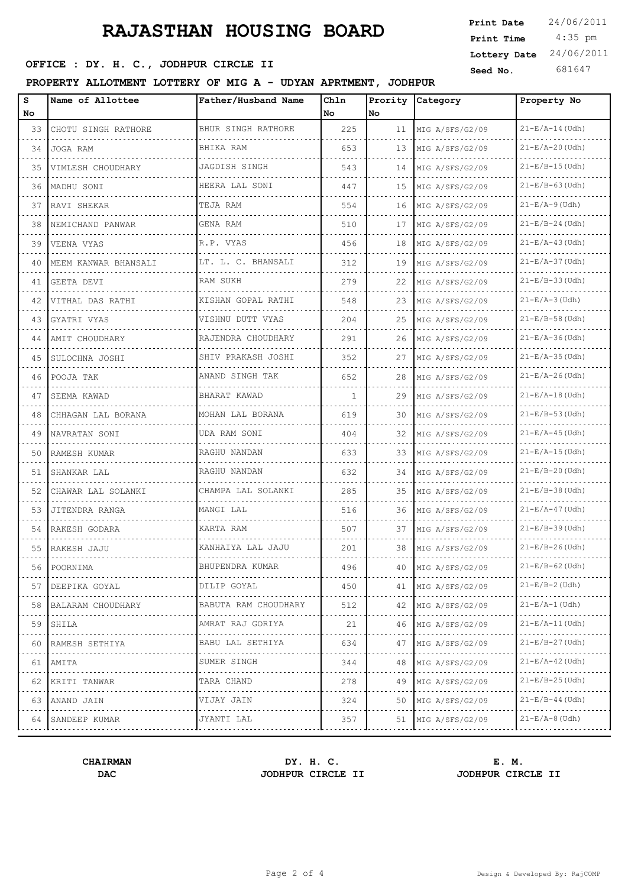# RAJASTHAN HOUSING BOARD

**OFFICE : DY. H. C., JODHPUR CIRCLE II**

**PROPERTY ALLOTMENT LOTTERY OF MIG A - UDYAN APRTMENT, JODHPUR**

| Print Date | 24/06/2011 |
|---|---|
| Print Time | 4:35 pm |
| Lottery Date | 24/06/2011 |
| Seed No. | 681647 |

| S No | Name of Allottee | Father/Husband Name | Chln No | Prority No | Category | Property No |
|---|---|---|---|---|---|---|
| 33 | CHOTU SINGH RATHORE | BHUR SINGH RATHORE | 225 | 11 | MIG A/SFS/G2/09 | 21-E/A-14(Udh) |
| 34 | JOGA RAM | BHIKA RAM | 653 | 13 | MIG A/SFS/G2/09 | 21-E/A-20(Udh) |
| 35 | VIMLESH CHOUDHARY | JAGDISH SINGH | 543 | 14 | MIG A/SFS/G2/09 | 21-E/B-15(Udh) |
| 36 | MADHU SONI | HEERA LAL SONI | 447 | 15 | MIG A/SFS/G2/09 | 21-E/B-63(Udh) |
| 37 | RAVI SHEKAR | TEJA RAM | 554 | 16 | MIG A/SFS/G2/09 | 21-E/A-9(Udh) |
| 38 | NEMICHAND PANWAR | GENA RAM | 510 | 17 | MIG A/SFS/G2/09 | 21-E/B-24(Udh) |
| 39 | VEENA VYAS | R.P. VYAS | 456 | 18 | MIG A/SFS/G2/09 | 21-E/A-43(Udh) |
| 40 | MEEM KANWAR BHANSALI | LT. L. C. BHANSALI | 312 | 19 | MIG A/SFS/G2/09 | 21-E/A-37(Udh) |
| 41 | GEETA DEVI | RAM SUKH | 279 | 22 | MIG A/SFS/G2/09 | 21-E/B-33(Udh) |
| 42 | VITHAL DAS RATHI | KISHAN GOPAL RATHI | 548 | 23 | MIG A/SFS/G2/09 | 21-E/A-3(Udh) |
| 43 | GYATRI VYAS | VISHNU DUTT VYAS | 204 | 25 | MIG A/SFS/G2/09 | 21-E/B-58(Udh) |
| 44 | AMIT CHOUDHARY | RAJENDRA CHOUDHARY | 291 | 26 | MIG A/SFS/G2/09 | 21-E/A-36(Udh) |
| 45 | SULOCHNA JOSHI | SHIV PRAKASH JOSHI | 352 | 27 | MIG A/SFS/G2/09 | 21-E/A-35(Udh) |
| 46 | POOJA TAK | ANAND SINGH TAK | 652 | 28 | MIG A/SFS/G2/09 | 21-E/A-26(Udh) |
| 47 | SEEMA KAWAD | BHARAT KAWAD | 1 | 29 | MIG A/SFS/G2/09 | 21-E/A-18(Udh) |
| 48 | CHHAGAN LAL BORANA | MOHAN LAL BORANA | 619 | 30 | MIG A/SFS/G2/09 | 21-E/B-53(Udh) |
| 49 | NAVRATAN SONI | UDA RAM SONI | 404 | 32 | MIG A/SFS/G2/09 | 21-E/A-45(Udh) |
| 50 | RAMESH KUMAR | RAGHU NANDAN | 633 | 33 | MIG A/SFS/G2/09 | 21-E/A-15(Udh) |
| 51 | SHANKAR LAL | RAGHU NANDAN | 632 | 34 | MIG A/SFS/G2/09 | 21-E/B-20(Udh) |
| 52 | CHAWAR LAL SOLANKI | CHAMPA LAL SOLANKI | 285 | 35 | MIG A/SFS/G2/09 | 21-E/B-38(Udh) |
| 53 | JITENDRA RANGA | MANGI LAL | 516 | 36 | MIG A/SFS/G2/09 | 21-E/A-47(Udh) |
| 54 | RAKESH GODARA | KARTA RAM | 507 | 37 | MIG A/SFS/G2/09 | 21-E/B-39(Udh) |
| 55 | RAKESH JAJU | KANHAIYA LAL JAJU | 201 | 38 | MIG A/SFS/G2/09 | 21-E/B-26(Udh) |
| 56 | POORNIMA | BHUPENDRA KUMAR | 496 | 40 | MIG A/SFS/G2/09 | 21-E/B-62(Udh) |
| 57 | DEEPIKA GOYAL | DILIP GOYAL | 450 | 41 | MIG A/SFS/G2/09 | 21-E/B-2(Udh) |
| 58 | BALARAM CHOUDHARY | BABUTA RAM CHOUDHARY | 512 | 42 | MIG A/SFS/G2/09 | 21-E/A-1(Udh) |
| 59 | SHILA | AMRAT RAJ GORIYA | 21 | 46 | MIG A/SFS/G2/09 | 21-E/A-11(Udh) |
| 60 | RAMESH SETHIYA | BABU LAL SETHIYA | 634 | 47 | MIG A/SFS/G2/09 | 21-E/B-27(Udh) |
| 61 | AMITA | SUMER SINGH | 344 | 48 | MIG A/SFS/G2/09 | 21-E/A-42(Udh) |
| 62 | KRITI TANWAR | TARA CHAND | 278 | 49 | MIG A/SFS/G2/09 | 21-E/B-25(Udh) |
| 63 | ANAND JAIN | VIJAY JAIN | 324 | 50 | MIG A/SFS/G2/09 | 21-E/B-44(Udh) |
| 64 | SANDEEP KUMAR | JYANTI LAL | 357 | 51 | MIG A/SFS/G2/09 | 21-E/A-8(Udh) |

**CHAIRMAN**
**DAC**

**DY. H. C.**
**JODHPUR CIRCLE II**

**E. M.**
**JODHPUR CIRCLE II**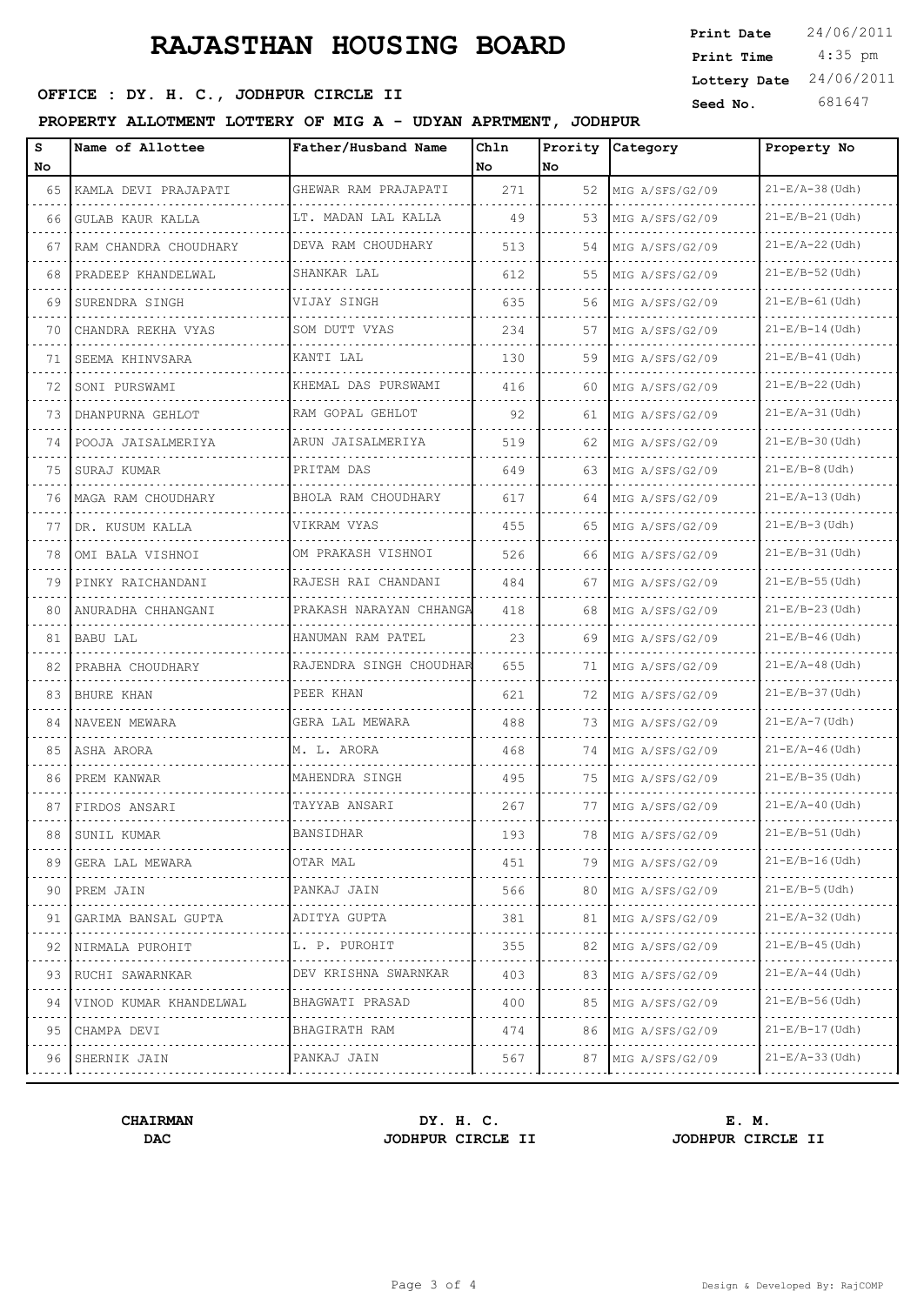# RAJASTHAN HOUSING BOARD

**OFFICE : DY. H. C., JODHPUR CIRCLE II**

Print Date: 24/06/2011
Print Time: 4:35 pm
Lottery Date: 24/06/2011
Seed No.: 681647

**PROPERTY ALLOTMENT LOTTERY OF MIG A - UDYAN APRTMENT, JODHPUR**

| S No | Name of Allottee | Father/Husband Name | Chln No | Prority No | Category | Property No |
|---|---|---|---|---|---|---|
| 65 | KAMLA DEVI PRAJAPATI | GHEWAR RAM PRAJAPATI | 271 | 52 | MIG A/SFS/G2/09 | 21-E/A-38(Udh) |
| 66 | GULAB KAUR KALLA | LT. MADAN LAL KALLA | 49 | 53 | MIG A/SFS/G2/09 | 21-E/B-21(Udh) |
| 67 | RAM CHANDRA CHOUDHARY | DEVA RAM CHOUDHARY | 513 | 54 | MIG A/SFS/G2/09 | 21-E/A-22(Udh) |
| 68 | PRADEEP KHANDELWAL | SHANKAR LAL | 612 | 55 | MIG A/SFS/G2/09 | 21-E/B-52(Udh) |
| 69 | SURENDRA SINGH | VIJAY SINGH | 635 | 56 | MIG A/SFS/G2/09 | 21-E/B-61(Udh) |
| 70 | CHANDRA REKHA VYAS | SOM DUTT VYAS | 234 | 57 | MIG A/SFS/G2/09 | 21-E/B-14(Udh) |
| 71 | SEEMA KHINVSARA | KANTI LAL | 130 | 59 | MIG A/SFS/G2/09 | 21-E/B-41(Udh) |
| 72 | SONI PURSWAMI | KHEMAL DAS PURSWAMI | 416 | 60 | MIG A/SFS/G2/09 | 21-E/B-22(Udh) |
| 73 | DHANPURNA GEHLOT | RAM GOPAL GEHLOT | 92 | 61 | MIG A/SFS/G2/09 | 21-E/A-31(Udh) |
| 74 | POOJA JAISALMERIYA | ARUN JAISALMERIYA | 519 | 62 | MIG A/SFS/G2/09 | 21-E/B-30(Udh) |
| 75 | SURAJ KUMAR | PRITAM DAS | 649 | 63 | MIG A/SFS/G2/09 | 21-E/B-8(Udh) |
| 76 | MAGA RAM CHOUDHARY | BHOLA RAM CHOUDHARY | 617 | 64 | MIG A/SFS/G2/09 | 21-E/A-13(Udh) |
| 77 | DR. KUSUM KALLA | VIKRAM VYAS | 455 | 65 | MIG A/SFS/G2/09 | 21-E/B-3(Udh) |
| 78 | OMI BALA VISHNOI | OM PRAKASH VISHNOI | 526 | 66 | MIG A/SFS/G2/09 | 21-E/B-31(Udh) |
| 79 | PINKY RAICHANDANI | RAJESH RAI CHANDANI | 484 | 67 | MIG A/SFS/G2/09 | 21-E/B-55(Udh) |
| 80 | ANURADHA CHHANGANI | PRAKASH NARAYAN CHHANGA | 418 | 68 | MIG A/SFS/G2/09 | 21-E/B-23(Udh) |
| 81 | BABU LAL | HANUMAN RAM PATEL | 23 | 69 | MIG A/SFS/G2/09 | 21-E/B-46(Udh) |
| 82 | PRABHA CHOUDHARY | RAJENDRA SINGH CHOUDHAR | 655 | 71 | MIG A/SFS/G2/09 | 21-E/A-48(Udh) |
| 83 | BHURE KHAN | PEER KHAN | 621 | 72 | MIG A/SFS/G2/09 | 21-E/B-37(Udh) |
| 84 | NAVEEN MEWARA | GERA LAL MEWARA | 488 | 73 | MIG A/SFS/G2/09 | 21-E/A-7(Udh) |
| 85 | ASHA ARORA | M. L. ARORA | 468 | 74 | MIG A/SFS/G2/09 | 21-E/A-46(Udh) |
| 86 | PREM KANWAR | MAHENDRA SINGH | 495 | 75 | MIG A/SFS/G2/09 | 21-E/B-35(Udh) |
| 87 | FIRDOS ANSARI | TAYYAB ANSARI | 267 | 77 | MIG A/SFS/G2/09 | 21-E/A-40(Udh) |
| 88 | SUNIL KUMAR | BANSIDHAR | 193 | 78 | MIG A/SFS/G2/09 | 21-E/B-51(Udh) |
| 89 | GERA LAL MEWARA | OTAR MAL | 451 | 79 | MIG A/SFS/G2/09 | 21-E/B-16(Udh) |
| 90 | PREM JAIN | PANKAJ JAIN | 566 | 80 | MIG A/SFS/G2/09 | 21-E/B-5(Udh) |
| 91 | GARIMA BANSAL GUPTA | ADITYA GUPTA | 381 | 81 | MIG A/SFS/G2/09 | 21-E/A-32(Udh) |
| 92 | NIRMALA PUROHIT | L. P. PUROHIT | 355 | 82 | MIG A/SFS/G2/09 | 21-E/B-45(Udh) |
| 93 | RUCHI SAWARNKAR | DEV KRISHNA SWARNKAR | 403 | 83 | MIG A/SFS/G2/09 | 21-E/A-44(Udh) |
| 94 | VINOD KUMAR KHANDELWAL | BHAGWATI PRASAD | 400 | 85 | MIG A/SFS/G2/09 | 21-E/B-56(Udh) |
| 95 | CHAMPA DEVI | BHAGIRATH RAM | 474 | 86 | MIG A/SFS/G2/09 | 21-E/B-17(Udh) |
| 96 | SHERNIK JAIN | PANKAJ JAIN | 567 | 87 | MIG A/SFS/G2/09 | 21-E/A-33(Udh) |

**CHAIRMAN**
**DAC**

**DY. H. C.**
**JODHPUR CIRCLE II**

**E. M.**
**JODHPUR CIRCLE II**

Design & Developed By: RajCOMP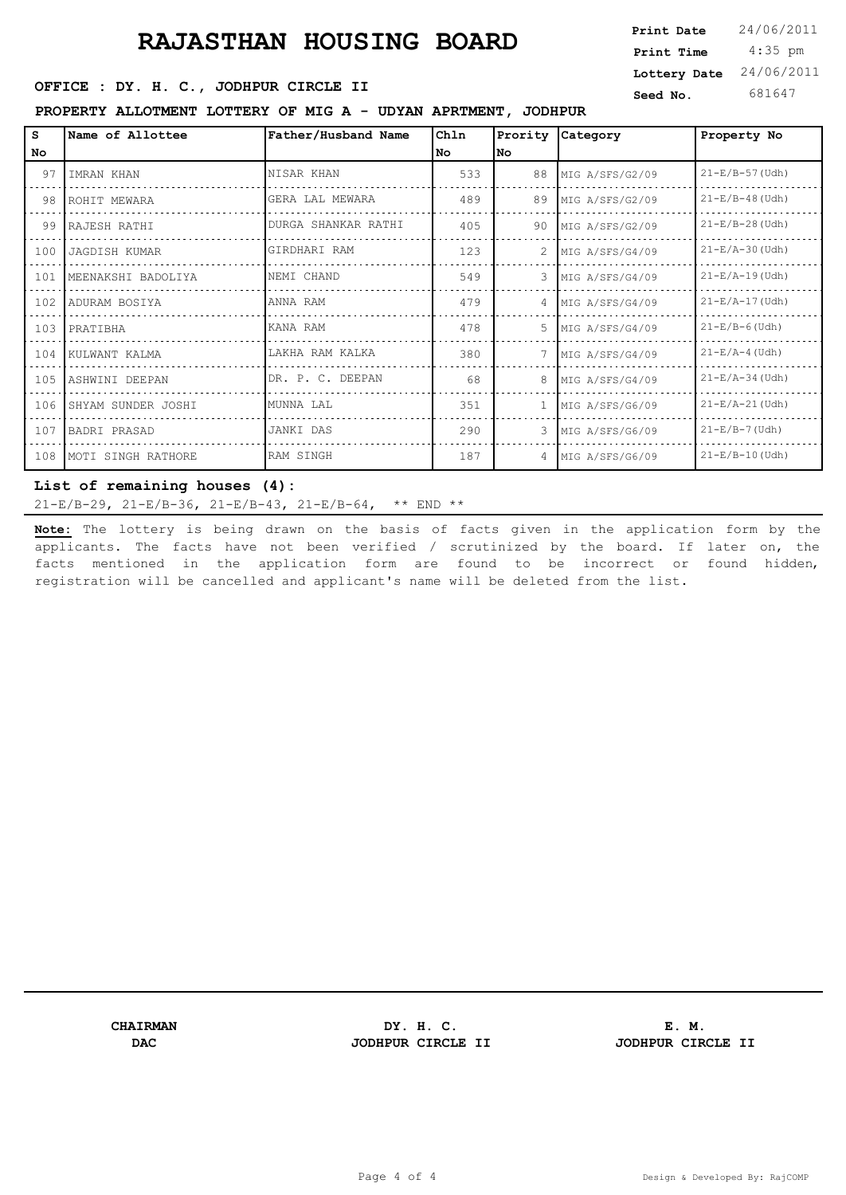# RAJASTHAN HOUSING BOARD

| | |
|---|---|
| **Print Date** | 24/06/2011 |
| **Print Time** | 4:35 pm |
| **Lottery Date** | 24/06/2011 |
| **Seed No.** | 681647 |

**OFFICE : DY. H. C., JODHPUR CIRCLE II**

**PROPERTY ALLOTMENT LOTTERY OF MIG A - UDYAN APRTMENT, JODHPUR**

| S No | Name of Allottee | Father/Husband Name | Chln No | Prority No | Category | Property No |
|---|---|---|---|---|---|---|
| 97 | IMRAN KHAN | NISAR KHAN | 533 | 88 | MIG A/SFS/G2/09 | 21-E/B-57(Udh) |
| 98 | ROHIT MEWARA | GERA LAL MEWARA | 489 | 89 | MIG A/SFS/G2/09 | 21-E/B-48(Udh) |
| 99 | RAJESH RATHI | DURGA SHANKAR RATHI | 405 | 90 | MIG A/SFS/G2/09 | 21-E/B-28(Udh) |
| 100 | JAGDISH KUMAR | GIRDHARI RAM | 123 | 2 | MIG A/SFS/G4/09 | 21-E/A-30(Udh) |
| 101 | MEENAKSHI BADOLIYA | NEMI CHAND | 549 | 3 | MIG A/SFS/G4/09 | 21-E/A-19(Udh) |
| 102 | ADURAM BOSIYA | ANNA RAM | 479 | 4 | MIG A/SFS/G4/09 | 21-E/A-17(Udh) |
| 103 | PRATIBHA | KANA RAM | 478 | 5 | MIG A/SFS/G4/09 | 21-E/B-6(Udh) |
| 104 | KULWANT KALMA | LAKHA RAM KALKA | 380 | 7 | MIG A/SFS/G4/09 | 21-E/A-4(Udh) |
| 105 | ASHWINI DEEPAN | DR. P. C. DEEPAN | 68 | 8 | MIG A/SFS/G4/09 | 21-E/A-34(Udh) |
| 106 | SHYAM SUNDER JOSHI | MUNNA LAL | 351 | 1 | MIG A/SFS/G6/09 | 21-E/A-21(Udh) |
| 107 | BADRI PRASAD | JANKI DAS | 290 | 3 | MIG A/SFS/G6/09 | 21-E/B-7(Udh) |
| 108 | MOTI SINGH RATHORE | RAM SINGH | 187 | 4 | MIG A/SFS/G6/09 | 21-E/B-10(Udh) |

**List of remaining houses (4):**

21-E/B-29, 21-E/B-36, 21-E/B-43, 21-E/B-64, ** END **

**Note:** The lottery is being drawn on the basis of facts given in the application form by the applicants. The facts have not been verified / scrutinized by the board. If later on, the facts mentioned in the application form are found to be incorrect or found hidden, registration will be cancelled and applicant's name will be deleted from the list.

| | | |
|---|---|---|
| **CHAIRMAN** | **DY. H. C.** | **E. M.** |
| **DAC** | **JODHPUR CIRCLE II** | **JODHPUR CIRCLE II** |

Design & Developed By: RajCOMP